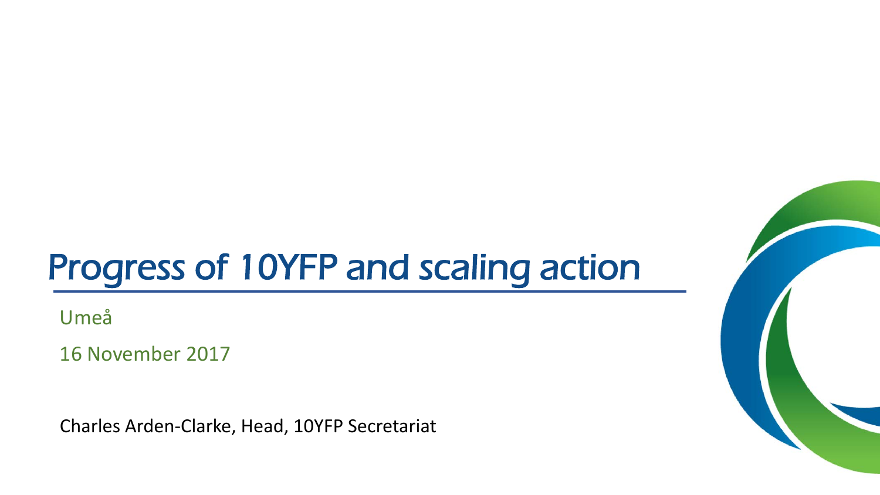# Progress of 10YFP and scaling action

Umeå

16 November 2017

Charles Arden-Clarke, Head, 10YFP Secretariat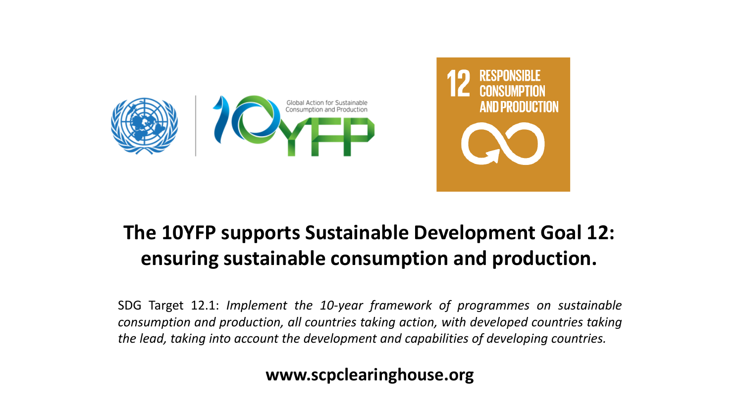Global Action for Sustainable Consumption and Production

10YFP

12 RESPONSIBLE CONSUMPTION AND PRODUCTION

**The 10YFP supports Sustainable Development Goal 12: ensuring sustainable consumption and production.**

SDG Target 12.1: *Implement the 10-year framework of programmes on sustainable consumption and production, all countries taking action, with developed countries taking the lead, taking into account the development and capabilities of developing countries.*

**www.scpclearinghouse.org**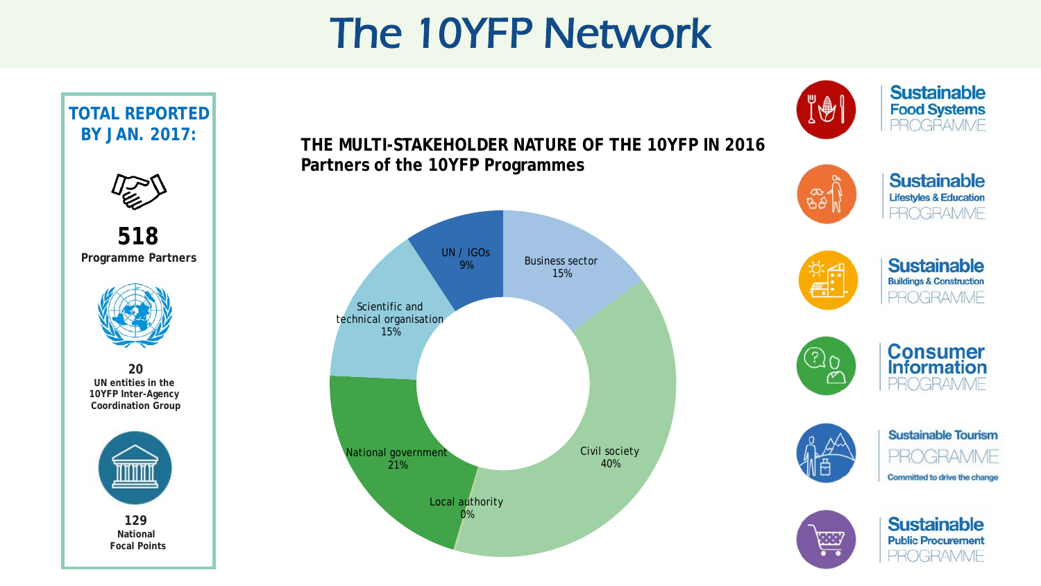# The 10YFP Network

**TOTAL REPORTED BY JAN. 2017:**

**518**
**Programme Partners**

**20**
**UN entities in the 10YFP Inter-Agency Coordination Group**

**129**
**National Focal Points**

## THE MULTI-STAKEHOLDER NATURE OF THE 10YFP IN 2016
**Partners of the 10YFP Programmes**

| Partner type | Share |
|---|---|
| UN / IGOs | 9% |
| Business sector | 15% |
| Civil society | 40% |
| Local authority | 0% |
| National government | 21% |
| Scientific and technical organisation | 15% |

- Sustainable Food Systems PROGRAMME
- Sustainable Lifestyles & Education PROGRAMME
- Sustainable Buildings & Construction PROGRAMME
- Consumer Information PROGRAMME
- Sustainable Tourism PROGRAMME — Committed to drive the change
- Sustainable Public Procurement PROGRAMME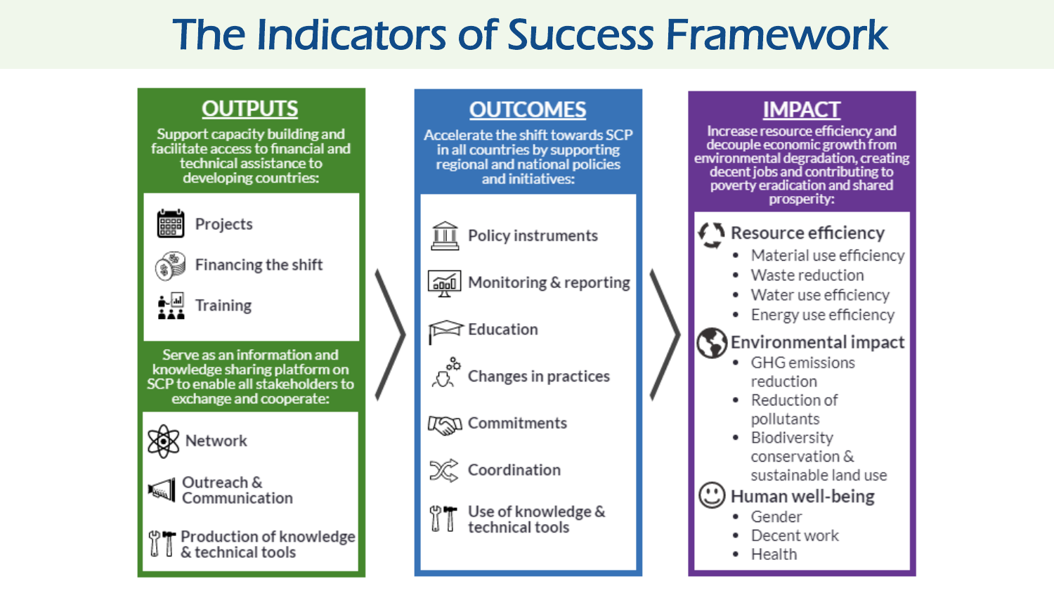# The Indicators of Success Framework

## OUTPUTS

Support capacity building and facilitate access to financial and technical assistance to developing countries:

- Projects
- Financing the shift
- Training

Serve as an information and knowledge sharing platform on SCP to enable all stakeholders to exchange and cooperate:

- Network
- Outreach & Communication
- Production of knowledge & technical tools

## OUTCOMES

Accelerate the shift towards SCP in all countries by supporting regional and national policies and initiatives:

- Policy instruments
- Monitoring & reporting
- Education
- Changes in practices
- Commitments
- Coordination
- Use of knowledge & technical tools

## IMPACT

Increase resource efficiency and decouple economic growth from environmental degradation, creating decent jobs and contributing to poverty eradication and shared prosperity:

**Resource efficiency**

- Material use efficiency
- Waste reduction
- Water use efficiency
- Energy use efficiency

**Environmental impact**

- GHG emissions reduction
- Reduction of pollutants
- Biodiversity conservation & sustainable land use

**Human well-being**

- Gender
- Decent work
- Health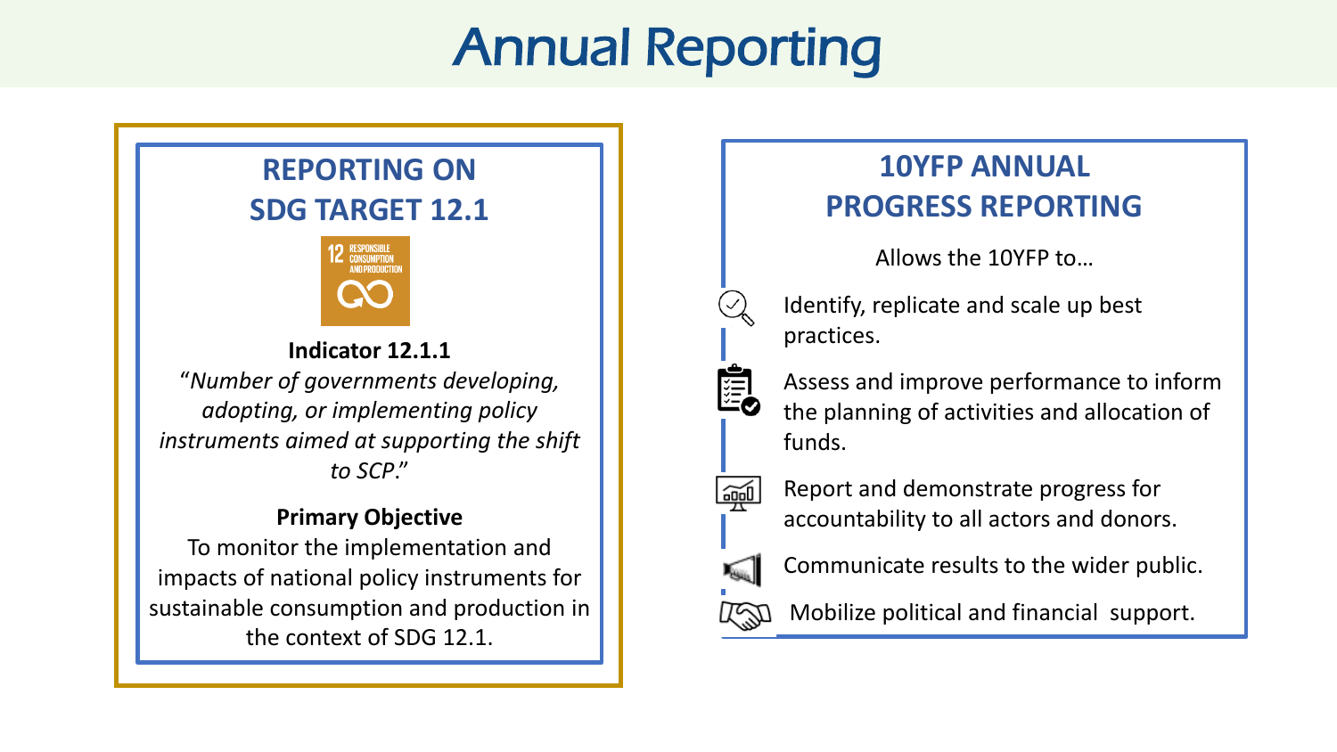# Annual Reporting

## REPORTING ON SDG TARGET 12.1

12 RESPONSIBLE CONSUMPTION AND PRODUCTION

**Indicator 12.1.1**

*"Number of governments developing, adopting, or implementing policy instruments aimed at supporting the shift to SCP."*

**Primary Objective**

To monitor the implementation and impacts of national policy instruments for sustainable consumption and production in the context of SDG 12.1.

## 10YFP ANNUAL PROGRESS REPORTING

Allows the 10YFP to…

- Identify, replicate and scale up best practices.
- Assess and improve performance to inform the planning of activities and allocation of funds.
- Report and demonstrate progress for accountability to all actors and donors.
- Communicate results to the wider public.
- Mobilize political and financial support.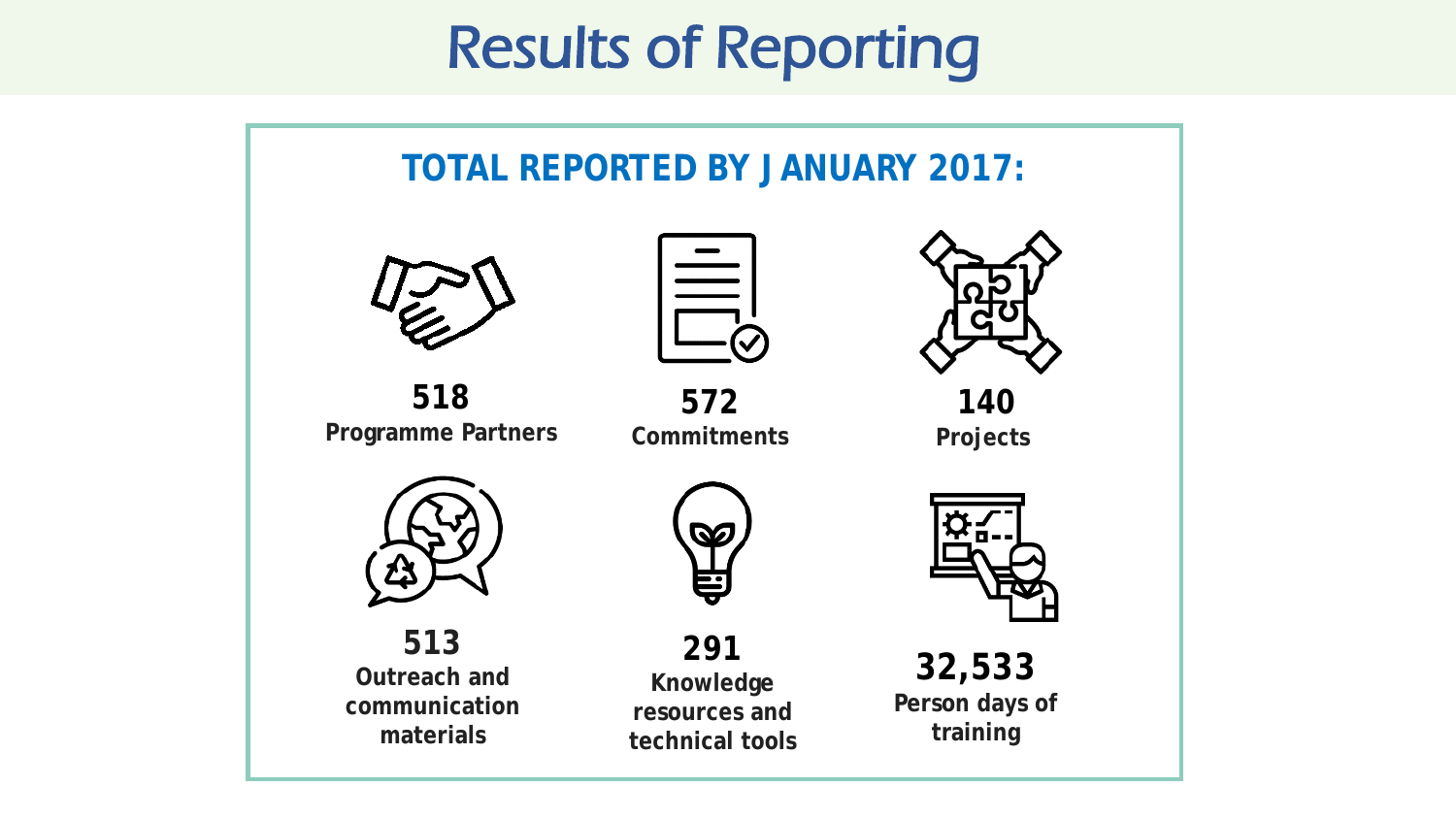# Results of Reporting

## TOTAL REPORTED BY JANUARY 2017:

**518**
**Programme Partners**

**572**
**Commitments**

**140**
**Projects**

**513**
**Outreach and communication materials**

**291**
**Knowledge resources and technical tools**

**32,533**
**Person days of training**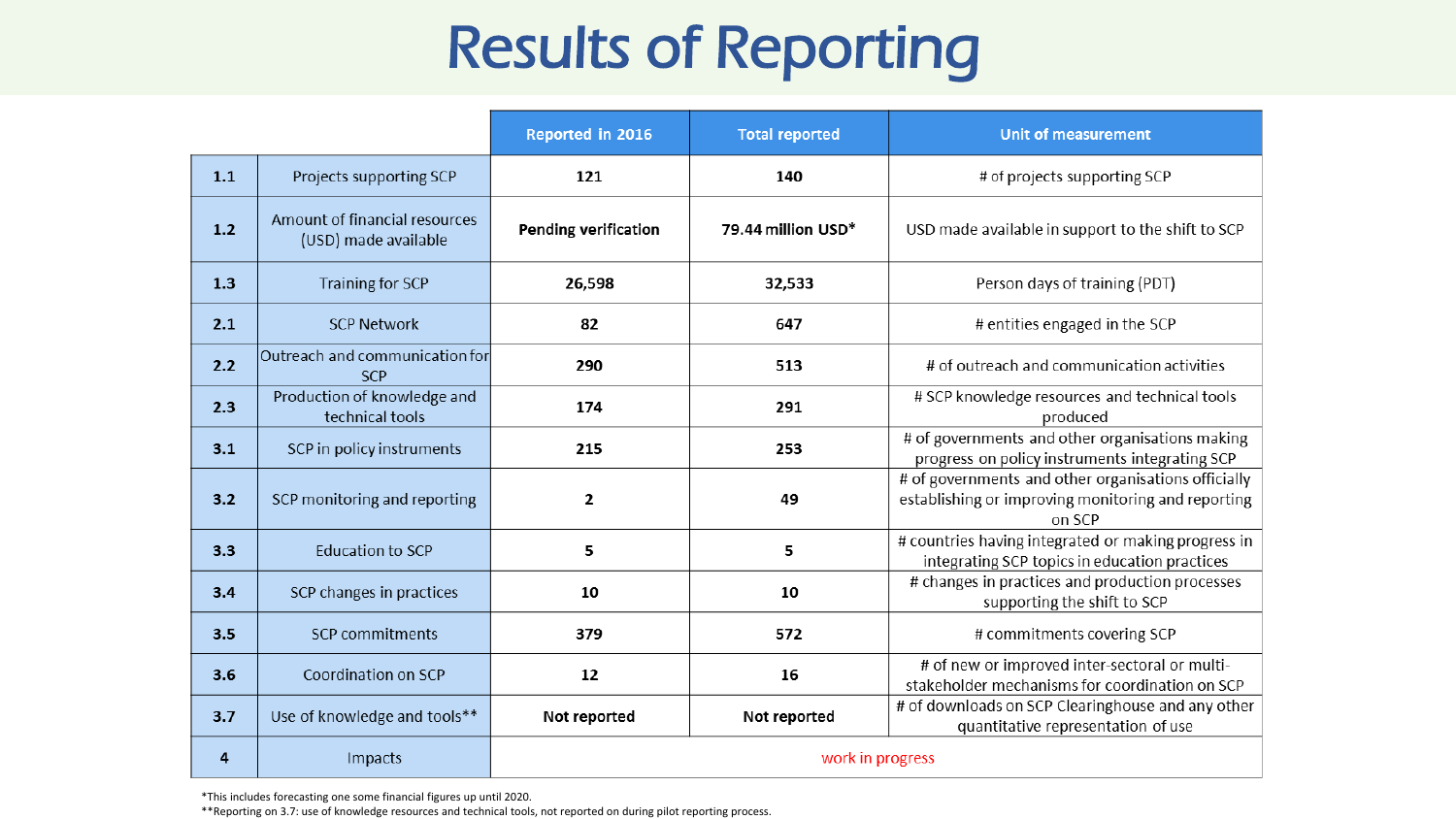# Results of Reporting

| | | Reported in 2016 | Total reported | Unit of measurement |
|---|---|---|---|---|
| 1.1 | Projects supporting SCP | 121 | 140 | # of projects supporting SCP |
| 1.2 | Amount of financial resources (USD) made available | Pending verification | 79.44 million USD* | USD made available in support to the shift to SCP |
| 1.3 | Training for SCP | 26,598 | 32,533 | Person days of training (PDT) |
| 2.1 | SCP Network | 82 | 647 | # entities engaged in the SCP |
| 2.2 | Outreach and communication for SCP | 290 | 513 | # of outreach and communication activities |
| 2.3 | Production of knowledge and technical tools | 174 | 291 | # SCP knowledge resources and technical tools produced |
| 3.1 | SCP in policy instruments | 215 | 253 | # of governments and other organisations making progress on policy instruments integrating SCP |
| 3.2 | SCP monitoring and reporting | 2 | 49 | # of governments and other organisations officially establishing or improving monitoring and reporting on SCP |
| 3.3 | Education to SCP | 5 | 5 | # countries having integrated or making progress in integrating SCP topics in education practices |
| 3.4 | SCP changes in practices | 10 | 10 | # changes in practices and production processes supporting the shift to SCP |
| 3.5 | SCP commitments | 379 | 572 | # commitments covering SCP |
| 3.6 | Coordination on SCP | 12 | 16 | # of new or improved inter-sectoral or multi-stakeholder mechanisms for coordination on SCP |
| 3.7 | Use of knowledge and tools** | Not reported | Not reported | # of downloads on SCP Clearinghouse and any other quantitative representation of use |
| 4 | Impacts | work in progress | | |

*This includes forecasting one some financial figures up until 2020.

**Reporting on 3.7: use of knowledge resources and technical tools, not reported on during pilot reporting process.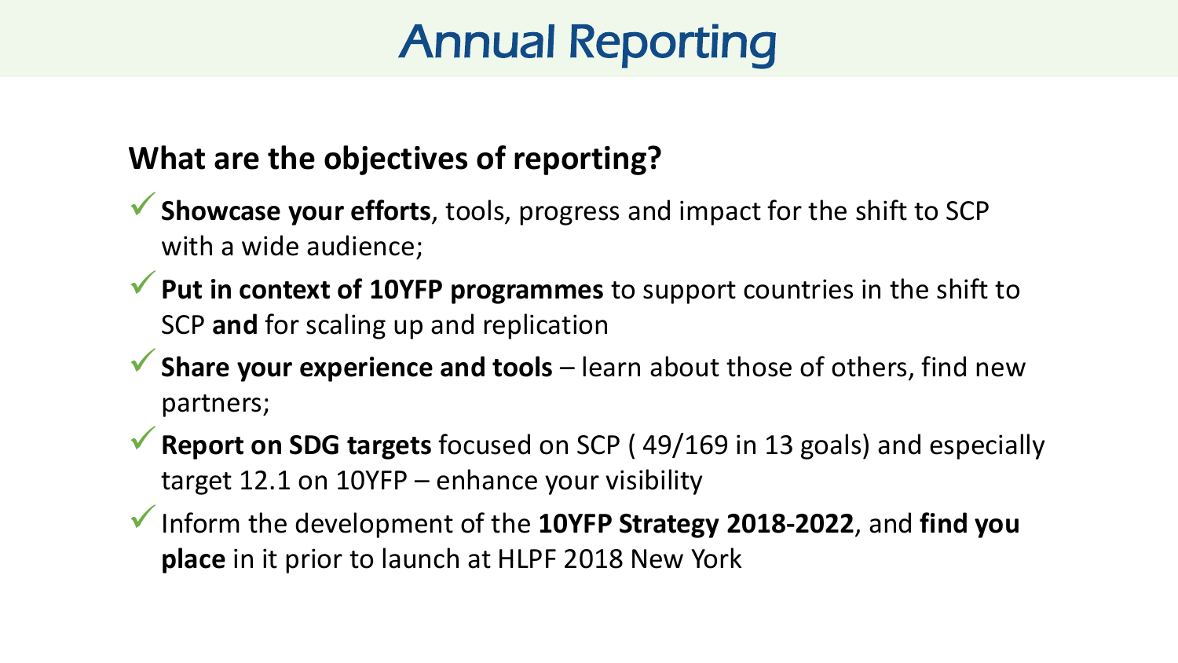# Annual Reporting

## What are the objectives of reporting?

- ✓ **Showcase your efforts**, tools, progress and impact for the shift to SCP with a wide audience;
- ✓ **Put in context of 10YFP programmes** to support countries in the shift to SCP **and** for scaling up and replication
- ✓ **Share your experience and tools** – learn about those of others, find new partners;
- ✓ **Report on SDG targets** focused on SCP ( 49/169 in 13 goals) and especially target 12.1 on 10YFP – enhance your visibility
- ✓ Inform the development of the **10YFP Strategy 2018-2022**, and **find you place** in it prior to launch at HLPF 2018 New York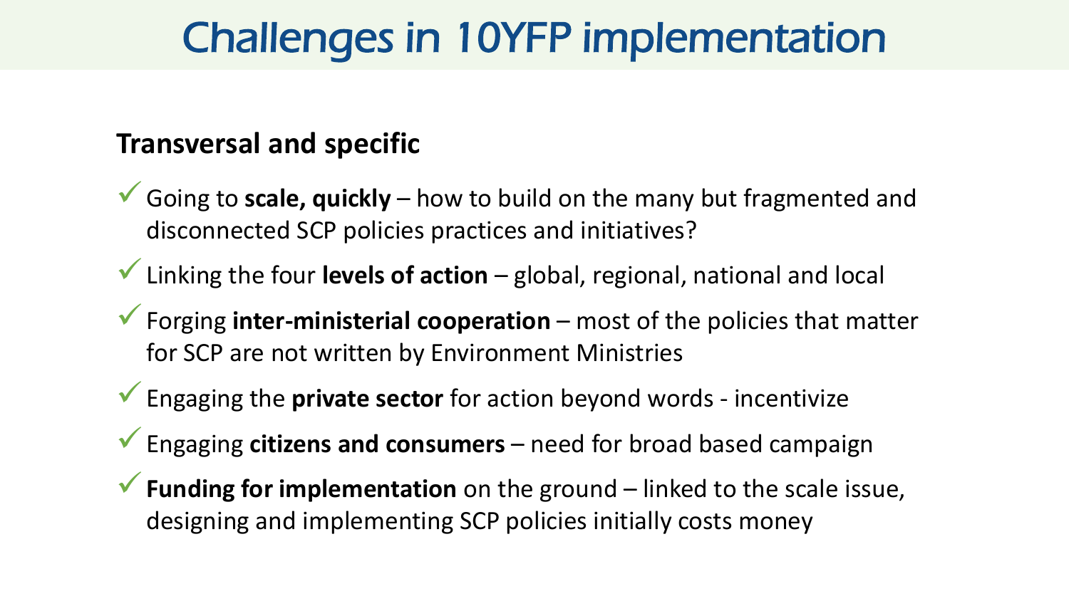# Challenges in 10YFP implementation

### Transversal and specific

- Going to **scale, quickly** – how to build on the many but fragmented and disconnected SCP policies practices and initiatives?
- Linking the four **levels of action** – global, regional, national and local
- Forging **inter-ministerial cooperation** – most of the policies that matter for SCP are not written by Environment Ministries
- Engaging the **private sector** for action beyond words - incentivize
- Engaging **citizens and consumers** – need for broad based campaign
- **Funding for implementation** on the ground – linked to the scale issue, designing and implementing SCP policies initially costs money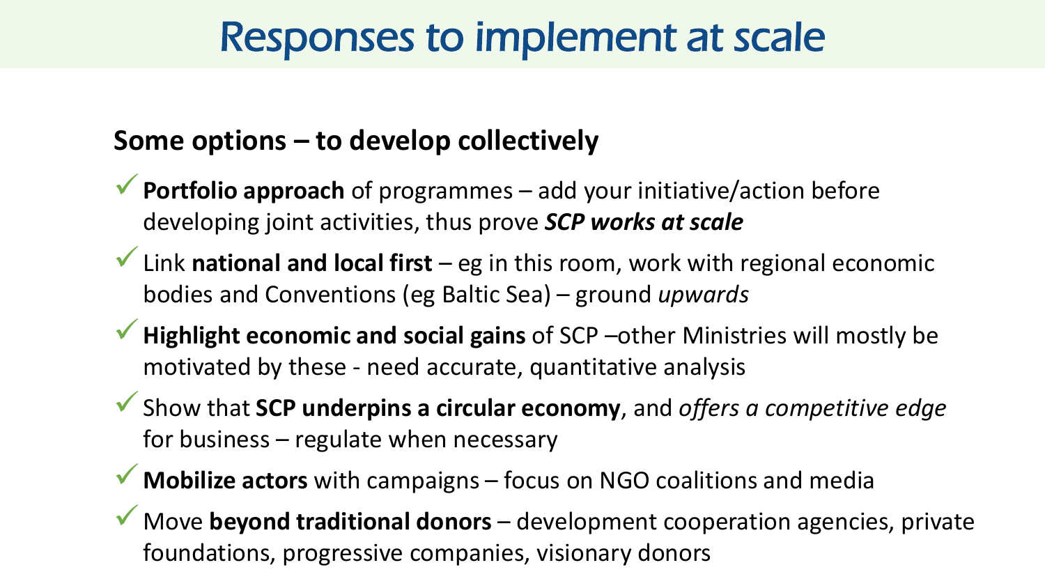# Responses to implement at scale

**Some options – to develop collectively**

- **Portfolio approach** of programmes – add your initiative/action before developing joint activities, thus prove ***SCP works at scale***
- Link **national and local first** – eg in this room, work with regional economic bodies and Conventions (eg Baltic Sea) – ground *upwards*
- **Highlight economic and social gains** of SCP –other Ministries will mostly be motivated by these - need accurate, quantitative analysis
- Show that **SCP underpins a circular economy**, and *offers a competitive edge* for business – regulate when necessary
- **Mobilize actors** with campaigns – focus on NGO coalitions and media
- Move **beyond traditional donors** – development cooperation agencies, private foundations, progressive companies, visionary donors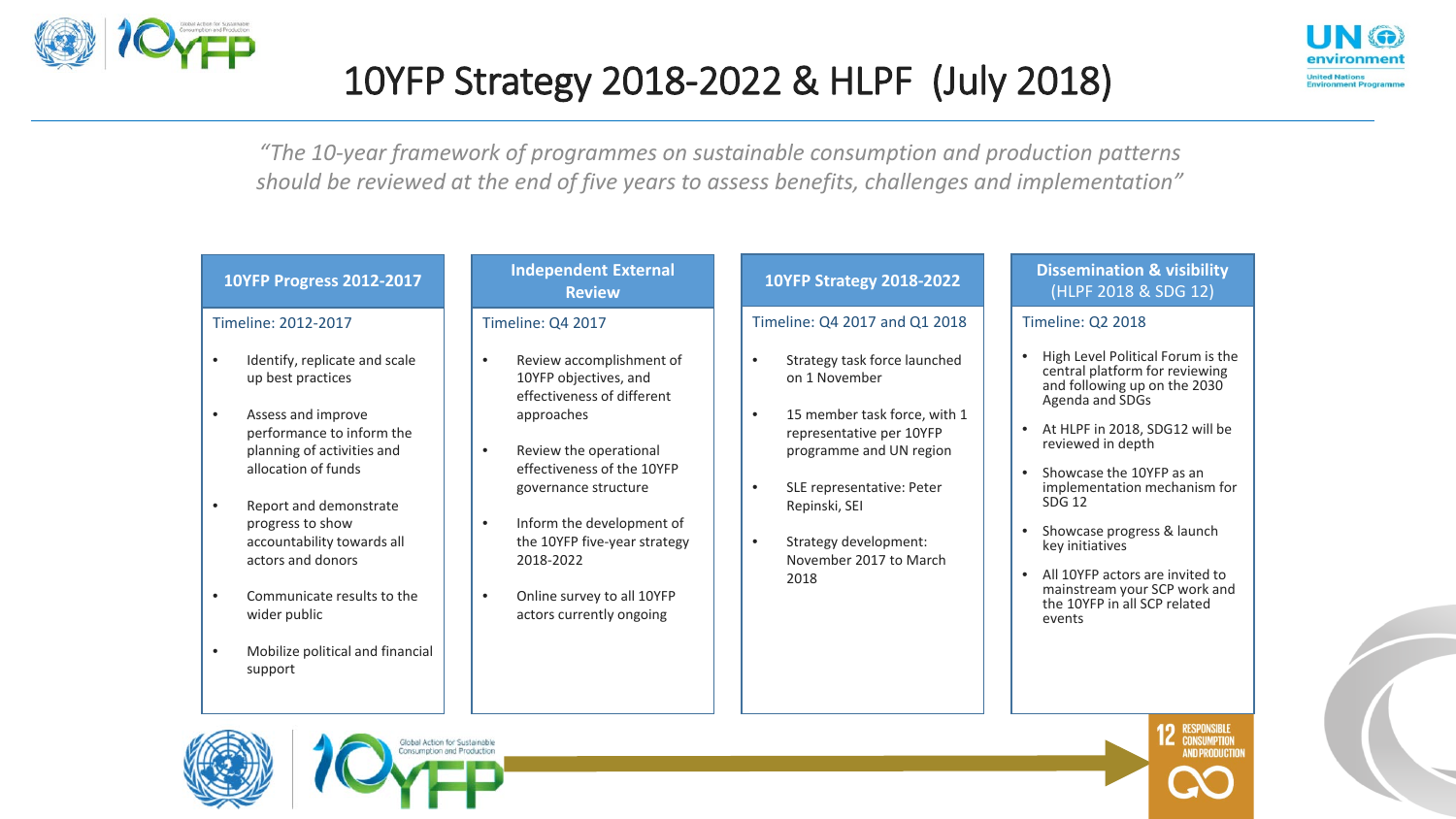# 10YFP Strategy 2018-2022 & HLPF (July 2018)

*"The 10-year framework of programmes on sustainable consumption and production patterns should be reviewed at the end of five years to assess benefits, challenges and implementation"*

## 10YFP Progress 2012-2017

Timeline: 2012-2017

- Identify, replicate and scale up best practices
- Assess and improve performance to inform the planning of activities and allocation of funds
- Report and demonstrate progress to show accountability towards all actors and donors
- Communicate results to the wider public
- Mobilize political and financial support

## Independent External Review

Timeline: Q4 2017

- Review accomplishment of 10YFP objectives, and effectiveness of different approaches
- Review the operational effectiveness of the 10YFP governance structure
- Inform the development of the 10YFP five-year strategy 2018-2022
- Online survey to all 10YFP actors currently ongoing

## 10YFP Strategy 2018-2022

Timeline: Q4 2017 and Q1 2018

- Strategy task force launched on 1 November
- 15 member task force, with 1 representative per 10YFP programme and UN region
- SLE representative: Peter Repinski, SEI
- Strategy development: November 2017 to March 2018

## Dissemination & visibility (HLPF 2018 & SDG 12)

Timeline: Q2 2018

- High Level Political Forum is the central platform for reviewing and following up on the 2030 Agenda and SDGs
- At HLPF in 2018, SDG12 will be reviewed in depth
- Showcase the 10YFP as an implementation mechanism for SDG 12
- Showcase progress & launch key initiatives
- All 10YFP actors are invited to mainstream your SCP work and the 10YFP in all SCP related events

12 RESPONSIBLE CONSUMPTION AND PRODUCTION